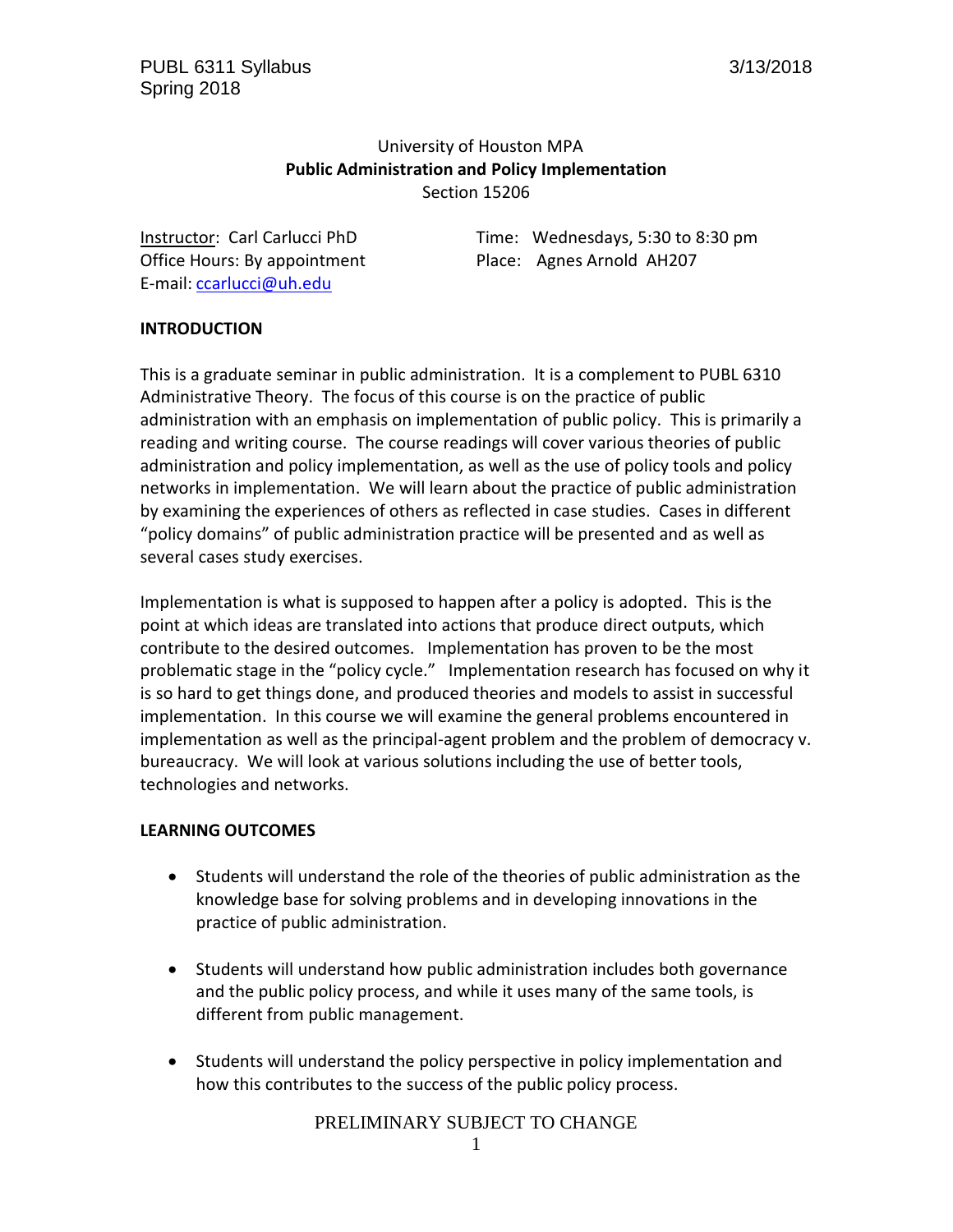University of Houston MPA

**Public Administration and Policy Implementation**

Section 15206

Instructor: Carl Carlucci PhD
Office Hours: By appointment
E-mail: ccarlucci@uh.edu

Time: Wednesdays, 5:30 to 8:30 pm
Place: Agnes Arnold AH207

## INTRODUCTION

This is a graduate seminar in public administration. It is a complement to PUBL 6310 Administrative Theory. The focus of this course is on the practice of public administration with an emphasis on implementation of public policy. This is primarily a reading and writing course. The course readings will cover various theories of public administration and policy implementation, as well as the use of policy tools and policy networks in implementation. We will learn about the practice of public administration by examining the experiences of others as reflected in case studies. Cases in different "policy domains" of public administration practice will be presented and as well as several cases study exercises.

Implementation is what is supposed to happen after a policy is adopted. This is the point at which ideas are translated into actions that produce direct outputs, which contribute to the desired outcomes. Implementation has proven to be the most problematic stage in the "policy cycle." Implementation research has focused on why it is so hard to get things done, and produced theories and models to assist in successful implementation. In this course we will examine the general problems encountered in implementation as well as the principal-agent problem and the problem of democracy v. bureaucracy. We will look at various solutions including the use of better tools, technologies and networks.

## LEARNING OUTCOMES

- Students will understand the role of the theories of public administration as the knowledge base for solving problems and in developing innovations in the practice of public administration.
- Students will understand how public administration includes both governance and the public policy process, and while it uses many of the same tools, is different from public management.
- Students will understand the policy perspective in policy implementation and how this contributes to the success of the public policy process.

PRELIMINARY SUBJECT TO CHANGE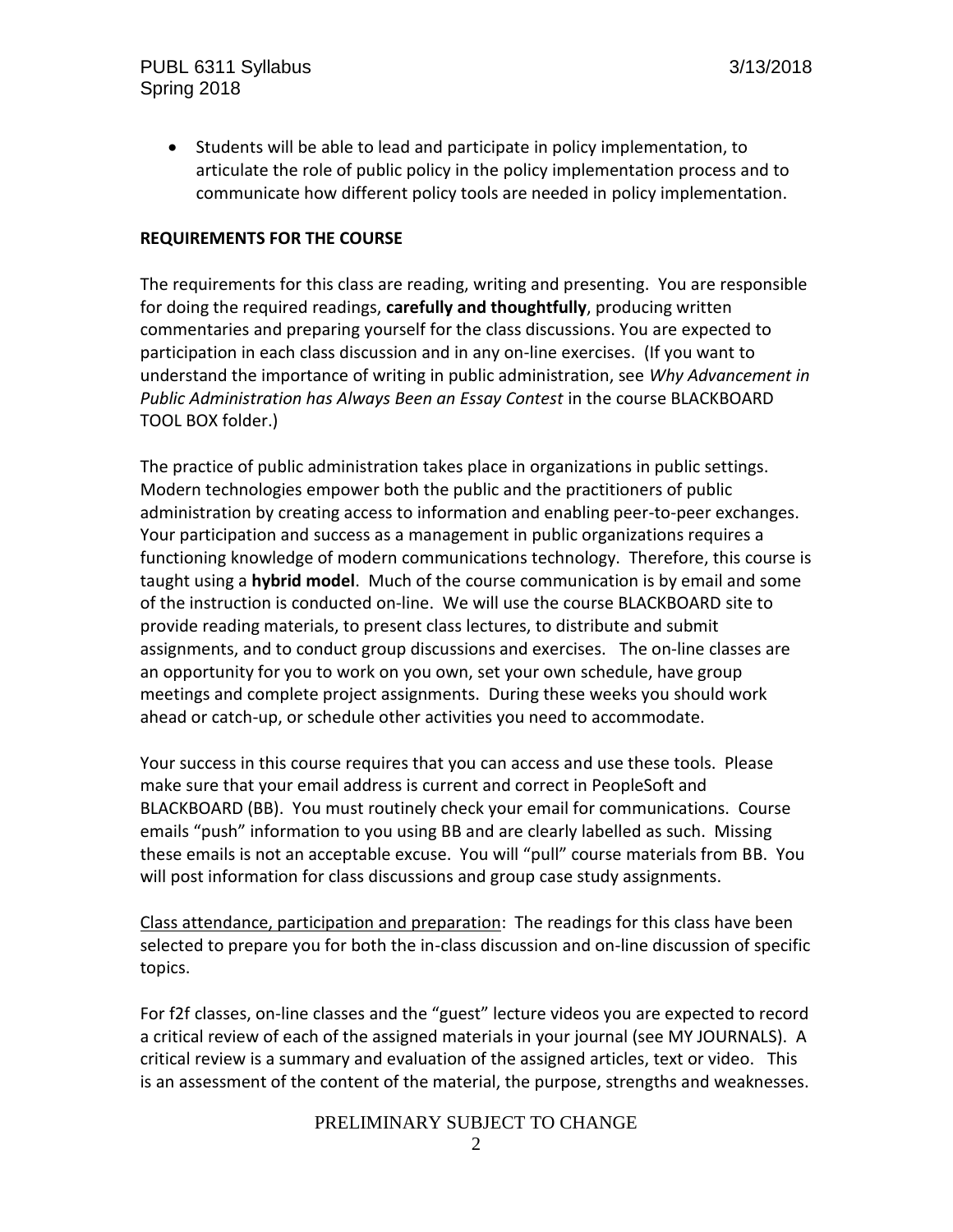- Students will be able to lead and participate in policy implementation, to articulate the role of public policy in the policy implementation process and to communicate how different policy tools are needed in policy implementation.

**REQUIREMENTS FOR THE COURSE**

The requirements for this class are reading, writing and presenting. You are responsible for doing the required readings, **carefully and thoughtfully**, producing written commentaries and preparing yourself for the class discussions. You are expected to participation in each class discussion and in any on-line exercises. (If you want to understand the importance of writing in public administration, see *Why Advancement in Public Administration has Always Been an Essay Contest* in the course BLACKBOARD TOOL BOX folder.)

The practice of public administration takes place in organizations in public settings. Modern technologies empower both the public and the practitioners of public administration by creating access to information and enabling peer-to-peer exchanges. Your participation and success as a management in public organizations requires a functioning knowledge of modern communications technology. Therefore, this course is taught using a **hybrid model**. Much of the course communication is by email and some of the instruction is conducted on-line. We will use the course BLACKBOARD site to provide reading materials, to present class lectures, to distribute and submit assignments, and to conduct group discussions and exercises. The on-line classes are an opportunity for you to work on you own, set your own schedule, have group meetings and complete project assignments. During these weeks you should work ahead or catch-up, or schedule other activities you need to accommodate.

Your success in this course requires that you can access and use these tools. Please make sure that your email address is current and correct in PeopleSoft and BLACKBOARD (BB). You must routinely check your email for communications. Course emails "push" information to you using BB and are clearly labelled as such. Missing these emails is not an acceptable excuse. You will "pull" course materials from BB. You will post information for class discussions and group case study assignments.

Class attendance, participation and preparation: The readings for this class have been selected to prepare you for both the in-class discussion and on-line discussion of specific topics.

For f2f classes, on-line classes and the "guest" lecture videos you are expected to record a critical review of each of the assigned materials in your journal (see MY JOURNALS). A critical review is a summary and evaluation of the assigned articles, text or video. This is an assessment of the content of the material, the purpose, strengths and weaknesses.

PRELIMINARY SUBJECT TO CHANGE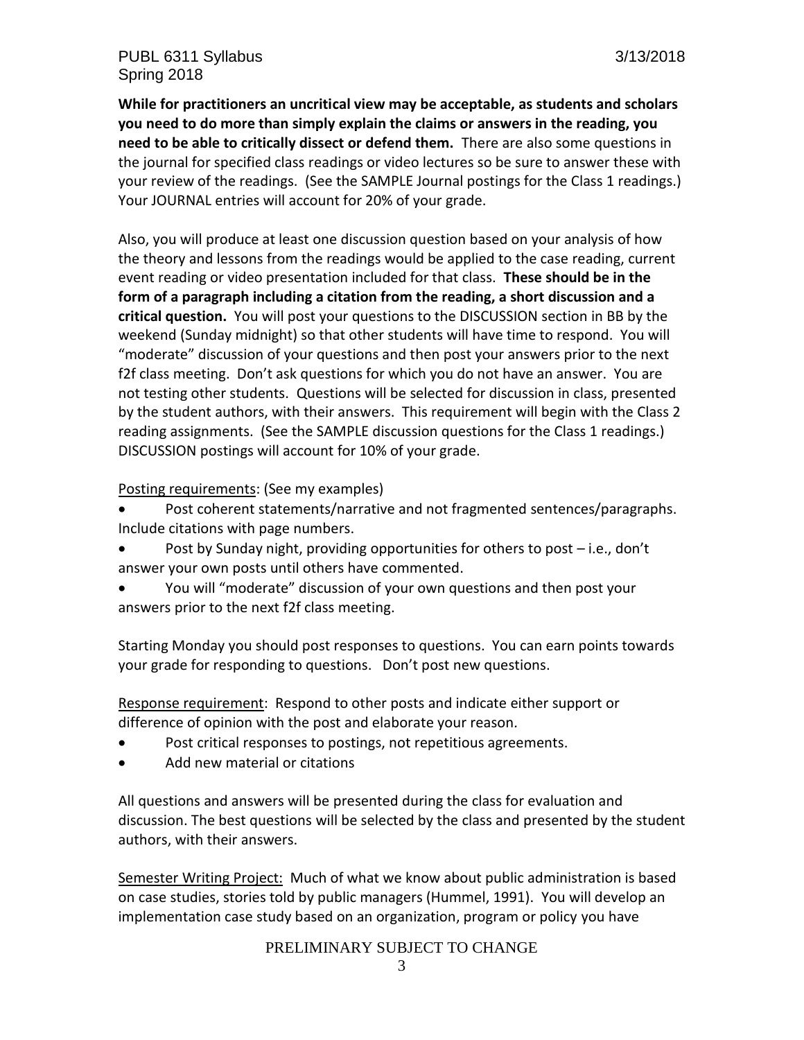**While for practitioners an uncritical view may be acceptable, as students and scholars you need to do more than simply explain the claims or answers in the reading, you need to be able to critically dissect or defend them.** There are also some questions in the journal for specified class readings or video lectures so be sure to answer these with your review of the readings. (See the SAMPLE Journal postings for the Class 1 readings.) Your JOURNAL entries will account for 20% of your grade.

Also, you will produce at least one discussion question based on your analysis of how the theory and lessons from the readings would be applied to the case reading, current event reading or video presentation included for that class. **These should be in the form of a paragraph including a citation from the reading, a short discussion and a critical question.** You will post your questions to the DISCUSSION section in BB by the weekend (Sunday midnight) so that other students will have time to respond. You will "moderate" discussion of your questions and then post your answers prior to the next f2f class meeting. Don't ask questions for which you do not have an answer. You are not testing other students. Questions will be selected for discussion in class, presented by the student authors, with their answers. This requirement will begin with the Class 2 reading assignments. (See the SAMPLE discussion questions for the Class 1 readings.) DISCUSSION postings will account for 10% of your grade.

<u>Posting requirements</u>: (See my examples)

- Post coherent statements/narrative and not fragmented sentences/paragraphs. Include citations with page numbers.
- Post by Sunday night, providing opportunities for others to post – i.e., don't answer your own posts until others have commented.
- You will "moderate" discussion of your own questions and then post your answers prior to the next f2f class meeting.

Starting Monday you should post responses to questions. You can earn points towards your grade for responding to questions. Don't post new questions.

<u>Response requirement</u>: Respond to other posts and indicate either support or difference of opinion with the post and elaborate your reason.

- Post critical responses to postings, not repetitious agreements.
- Add new material or citations

All questions and answers will be presented during the class for evaluation and discussion. The best questions will be selected by the class and presented by the student authors, with their answers.

<u>Semester Writing Project:</u> Much of what we know about public administration is based on case studies, stories told by public managers (Hummel, 1991). You will develop an implementation case study based on an organization, program or policy you have

PRELIMINARY SUBJECT TO CHANGE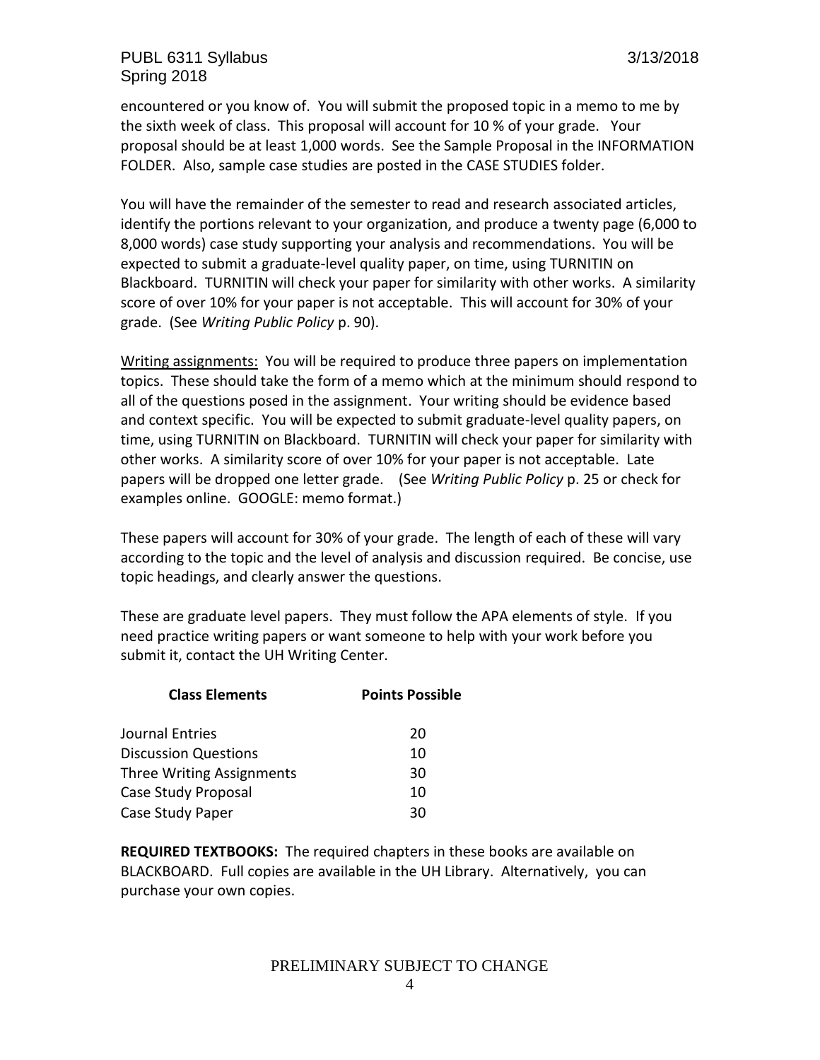encountered or you know of. You will submit the proposed topic in a memo to me by the sixth week of class. This proposal will account for 10 % of your grade. Your proposal should be at least 1,000 words. See the Sample Proposal in the INFORMATION FOLDER. Also, sample case studies are posted in the CASE STUDIES folder.

You will have the remainder of the semester to read and research associated articles, identify the portions relevant to your organization, and produce a twenty page (6,000 to 8,000 words) case study supporting your analysis and recommendations. You will be expected to submit a graduate-level quality paper, on time, using TURNITIN on Blackboard. TURNITIN will check your paper for similarity with other works. A similarity score of over 10% for your paper is not acceptable. This will account for 30% of your grade. (See *Writing Public Policy* p. 90).

Writing assignments: You will be required to produce three papers on implementation topics. These should take the form of a memo which at the minimum should respond to all of the questions posed in the assignment. Your writing should be evidence based and context specific. You will be expected to submit graduate-level quality papers, on time, using TURNITIN on Blackboard. TURNITIN will check your paper for similarity with other works. A similarity score of over 10% for your paper is not acceptable. Late papers will be dropped one letter grade. (See *Writing Public Policy* p. 25 or check for examples online. GOOGLE: memo format.)

These papers will account for 30% of your grade. The length of each of these will vary according to the topic and the level of analysis and discussion required. Be concise, use topic headings, and clearly answer the questions.

These are graduate level papers. They must follow the APA elements of style. If you need practice writing papers or want someone to help with your work before you submit it, contact the UH Writing Center.

| Class Elements | Points Possible |
| --- | --- |
| Journal Entries | 20 |
| Discussion Questions | 10 |
| Three Writing Assignments | 30 |
| Case Study Proposal | 10 |
| Case Study Paper | 30 |

**REQUIRED TEXTBOOKS:** The required chapters in these books are available on BLACKBOARD. Full copies are available in the UH Library. Alternatively, you can purchase your own copies.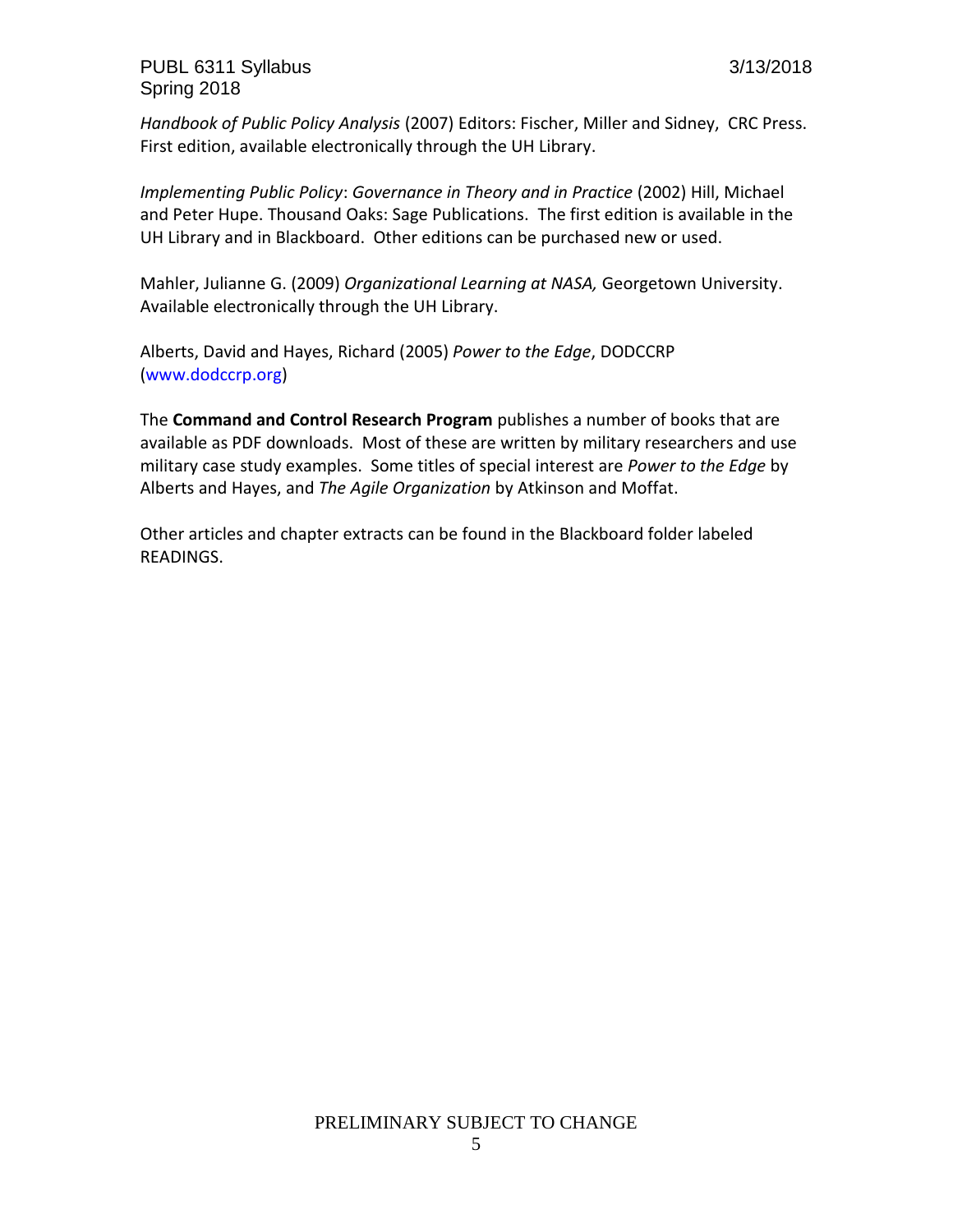*Handbook of Public Policy Analysis* (2007) Editors: Fischer, Miller and Sidney, CRC Press. First edition, available electronically through the UH Library.

*Implementing Public Policy*: *Governance in Theory and in Practice* (2002) Hill, Michael and Peter Hupe. Thousand Oaks: Sage Publications. The first edition is available in the UH Library and in Blackboard. Other editions can be purchased new or used.

Mahler, Julianne G. (2009) *Organizational Learning at NASA,* Georgetown University. Available electronically through the UH Library.

Alberts, David and Hayes, Richard (2005) *Power to the Edge*, DODCCRP (www.dodccrp.org)

The **Command and Control Research Program** publishes a number of books that are available as PDF downloads. Most of these are written by military researchers and use military case study examples. Some titles of special interest are *Power to the Edge* by Alberts and Hayes, and *The Agile Organization* by Atkinson and Moffat.

Other articles and chapter extracts can be found in the Blackboard folder labeled READINGS.

PRELIMINARY SUBJECT TO CHANGE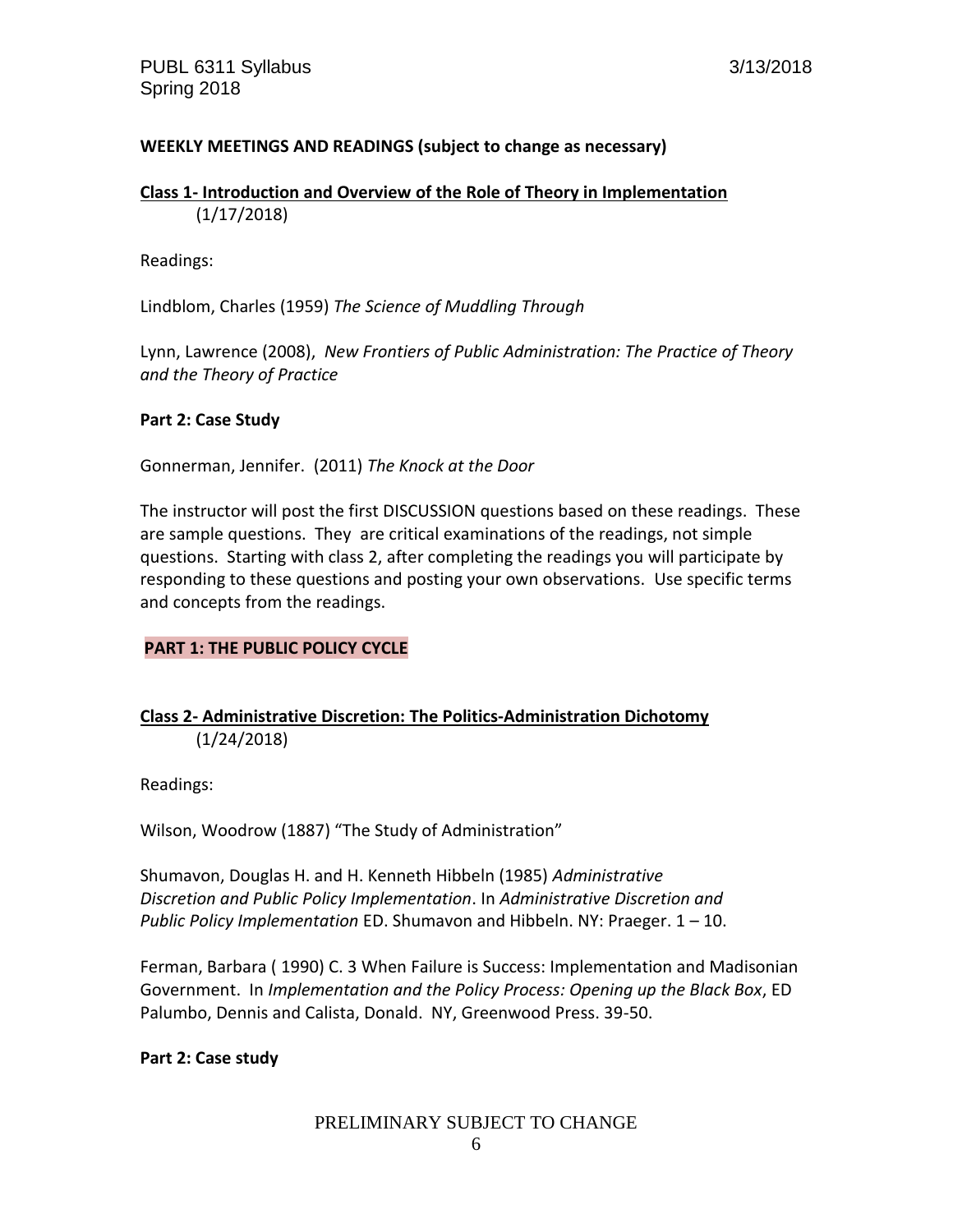**WEEKLY MEETINGS AND READINGS (subject to change as necessary)**

**Class 1- Introduction and Overview of the Role of Theory in Implementation**
(1/17/2018)

Readings:

Lindblom, Charles (1959) *The Science of Muddling Through*

Lynn, Lawrence (2008), *New Frontiers of Public Administration: The Practice of Theory and the Theory of Practice*

**Part 2: Case Study**

Gonnerman, Jennifer. (2011) *The Knock at the Door*

The instructor will post the first DISCUSSION questions based on these readings. These are sample questions. They are critical examinations of the readings, not simple questions. Starting with class 2, after completing the readings you will participate by responding to these questions and posting your own observations. Use specific terms and concepts from the readings.

## PART 1: THE PUBLIC POLICY CYCLE

**Class 2- Administrative Discretion: The Politics-Administration Dichotomy**
(1/24/2018)

Readings:

Wilson, Woodrow (1887) "The Study of Administration"

Shumavon, Douglas H. and H. Kenneth Hibbeln (1985) *Administrative Discretion and Public Policy Implementation*. In *Administrative Discretion and Public Policy Implementation* ED. Shumavon and Hibbeln. NY: Praeger. 1 – 10.

Ferman, Barbara ( 1990) C. 3 When Failure is Success: Implementation and Madisonian Government. In *Implementation and the Policy Process: Opening up the Black Box*, ED Palumbo, Dennis and Calista, Donald. NY, Greenwood Press. 39-50.

**Part 2: Case study**

PRELIMINARY SUBJECT TO CHANGE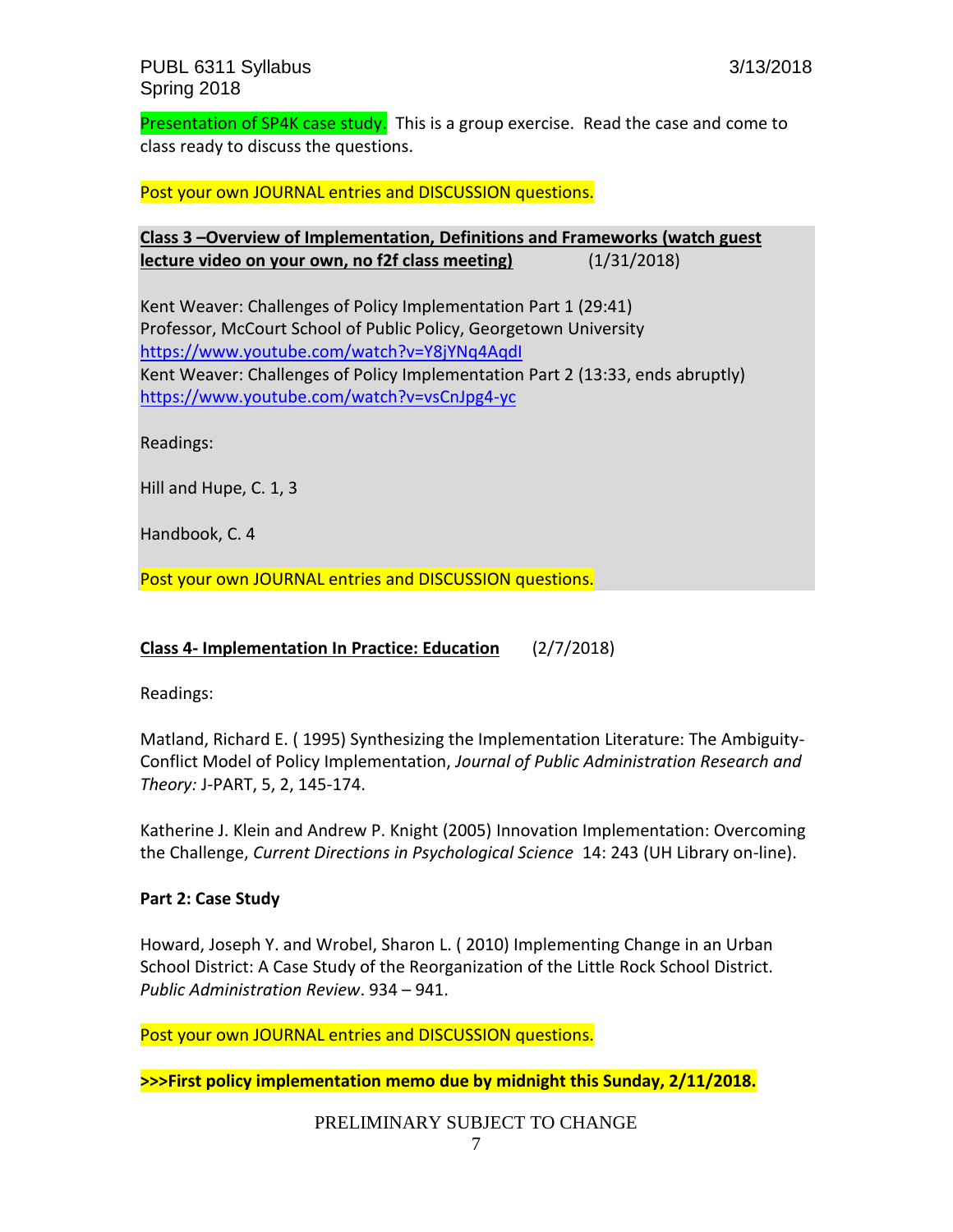Presentation of SP4K case study. This is a group exercise. Read the case and come to class ready to discuss the questions.

Post your own JOURNAL entries and DISCUSSION questions.

**Class 3 –Overview of Implementation, Definitions and Frameworks (watch guest lecture video on your own, no f2f class meeting)** (1/31/2018)

Kent Weaver: Challenges of Policy Implementation Part 1 (29:41)
Professor, McCourt School of Public Policy, Georgetown University
https://www.youtube.com/watch?v=Y8jYNq4AqdI
Kent Weaver: Challenges of Policy Implementation Part 2 (13:33, ends abruptly)
https://www.youtube.com/watch?v=vsCnJpg4-yc

Readings:

Hill and Hupe, C. 1, 3

Handbook, C. 4

Post your own JOURNAL entries and DISCUSSION questions.

**Class 4- Implementation In Practice: Education** (2/7/2018)

Readings:

Matland, Richard E. ( 1995) Synthesizing the Implementation Literature: The Ambiguity-Conflict Model of Policy Implementation, *Journal of Public Administration Research and Theory:* J-PART, 5, 2, 145-174.

Katherine J. Klein and Andrew P. Knight (2005) Innovation Implementation: Overcoming the Challenge, *Current Directions in Psychological Science* 14: 243 (UH Library on-line).

**Part 2: Case Study**

Howard, Joseph Y. and Wrobel, Sharon L. ( 2010) Implementing Change in an Urban School District: A Case Study of the Reorganization of the Little Rock School District. *Public Administration Review*. 934 – 941.

Post your own JOURNAL entries and DISCUSSION questions.

**>>>First policy implementation memo due by midnight this Sunday, 2/11/2018.**

PRELIMINARY SUBJECT TO CHANGE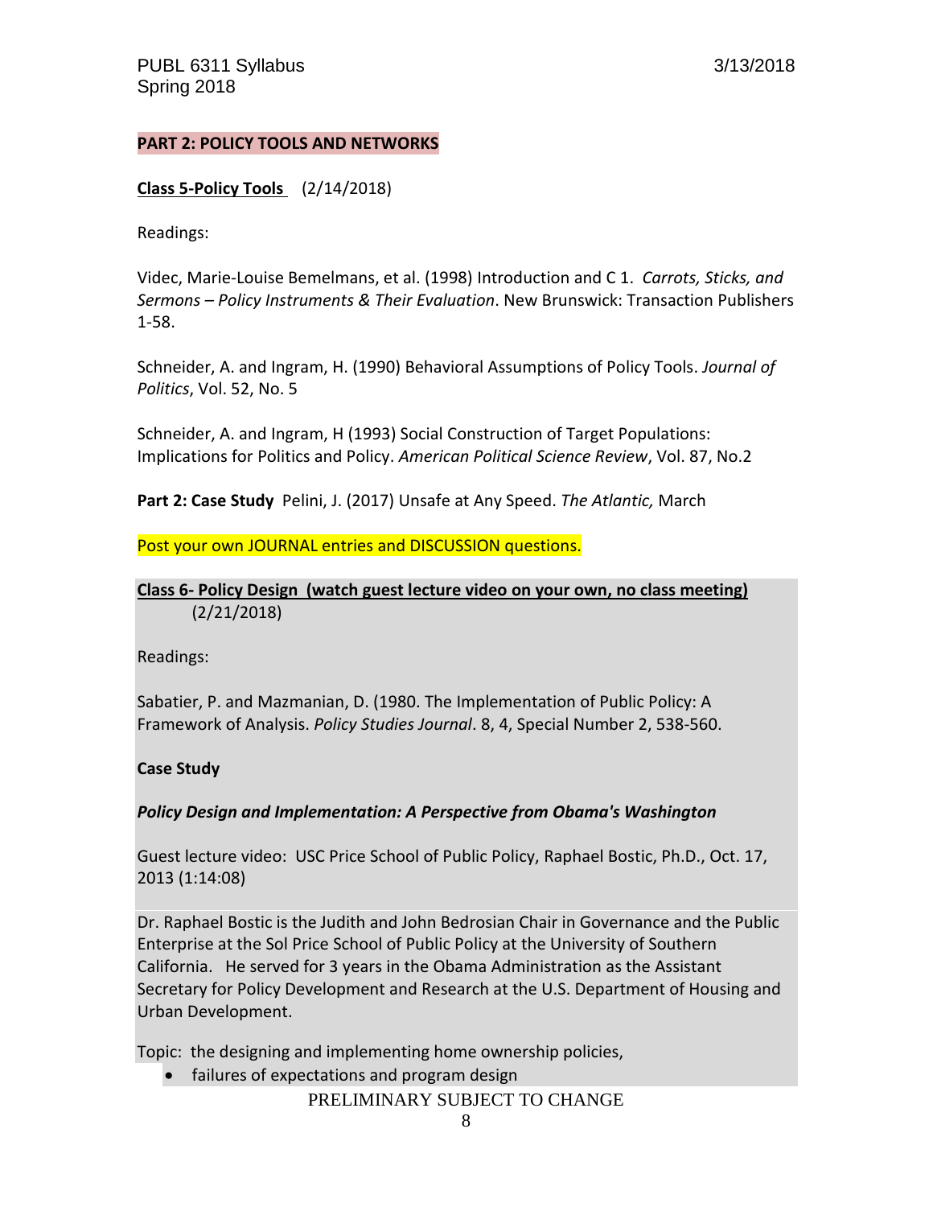**PART 2: POLICY TOOLS AND NETWORKS**

**Class 5-Policy Tools** (2/14/2018)

Readings:

Videc, Marie-Louise Bemelmans, et al. (1998) Introduction and C 1. *Carrots, Sticks, and Sermons – Policy Instruments & Their Evaluation*. New Brunswick: Transaction Publishers 1-58.

Schneider, A. and Ingram, H. (1990) Behavioral Assumptions of Policy Tools. *Journal of Politics*, Vol. 52, No. 5

Schneider, A. and Ingram, H (1993) Social Construction of Target Populations: Implications for Politics and Policy. *American Political Science Review*, Vol. 87, No.2

**Part 2: Case Study** Pelini, J. (2017) Unsafe at Any Speed. *The Atlantic,* March

Post your own JOURNAL entries and DISCUSSION questions.

**Class 6- Policy Design (watch guest lecture video on your own, no class meeting)** (2/21/2018)

Readings:

Sabatier, P. and Mazmanian, D. (1980. The Implementation of Public Policy: A Framework of Analysis. *Policy Studies Journal*. 8, 4, Special Number 2, 538-560.

**Case Study**

***Policy Design and Implementation: A Perspective from Obama's Washington***

Guest lecture video: USC Price School of Public Policy, Raphael Bostic, Ph.D., Oct. 17, 2013 (1:14:08)

Dr. Raphael Bostic is the Judith and John Bedrosian Chair in Governance and the Public Enterprise at the Sol Price School of Public Policy at the University of Southern California. He served for 3 years in the Obama Administration as the Assistant Secretary for Policy Development and Research at the U.S. Department of Housing and Urban Development.

Topic: the designing and implementing home ownership policies,

- failures of expectations and program design

PRELIMINARY SUBJECT TO CHANGE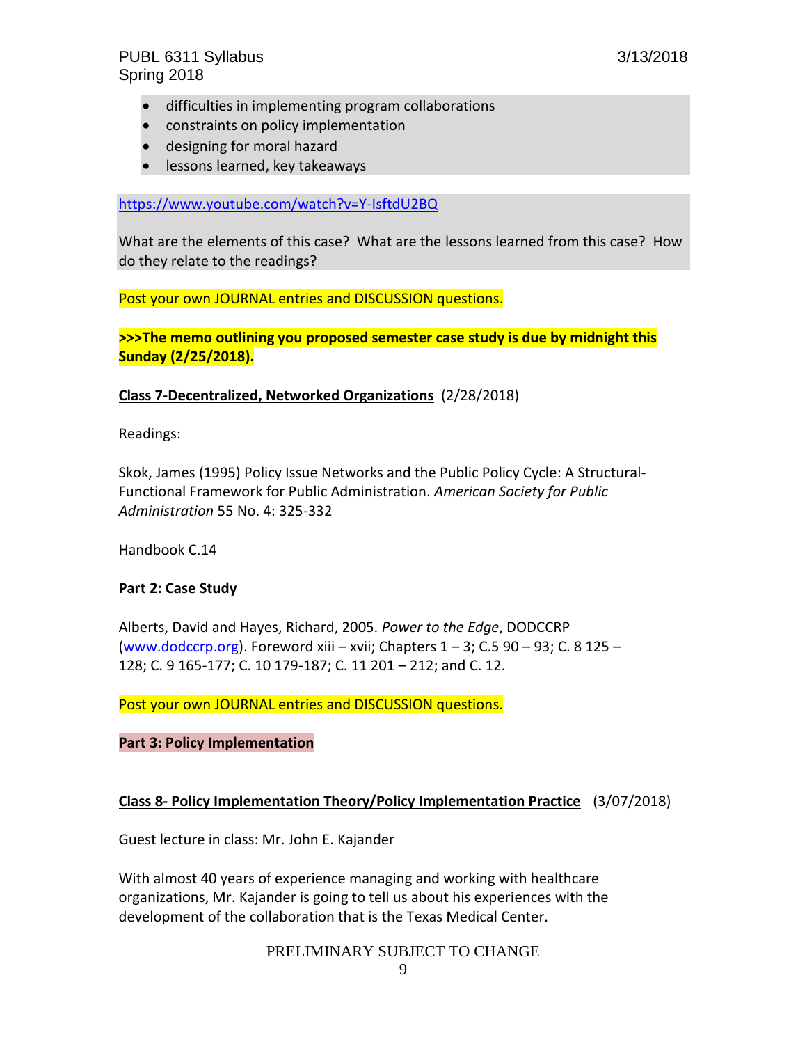- difficulties in implementing program collaborations
- constraints on policy implementation
- designing for moral hazard
- lessons learned, key takeaways

https://www.youtube.com/watch?v=Y-IsftdU2BQ

What are the elements of this case? What are the lessons learned from this case? How do they relate to the readings?

Post your own JOURNAL entries and DISCUSSION questions.

**>>>The memo outlining you proposed semester case study is due by midnight this Sunday (2/25/2018).**

**Class 7-Decentralized, Networked Organizations** (2/28/2018)

Readings:

Skok, James (1995) Policy Issue Networks and the Public Policy Cycle: A Structural-Functional Framework for Public Administration. *American Society for Public Administration* 55 No. 4: 325-332

Handbook C.14

**Part 2: Case Study**

Alberts, David and Hayes, Richard, 2005. *Power to the Edge*, DODCCRP (www.dodccrp.org). Foreword xiii – xvii; Chapters 1 – 3; C.5 90 – 93; C. 8 125 – 128; C. 9 165-177; C. 10 179-187; C. 11 201 – 212; and C. 12.

Post your own JOURNAL entries and DISCUSSION questions.

**Part 3: Policy Implementation**

**Class 8- Policy Implementation Theory/Policy Implementation Practice** (3/07/2018)

Guest lecture in class: Mr. John E. Kajander

With almost 40 years of experience managing and working with healthcare organizations, Mr. Kajander is going to tell us about his experiences with the development of the collaboration that is the Texas Medical Center.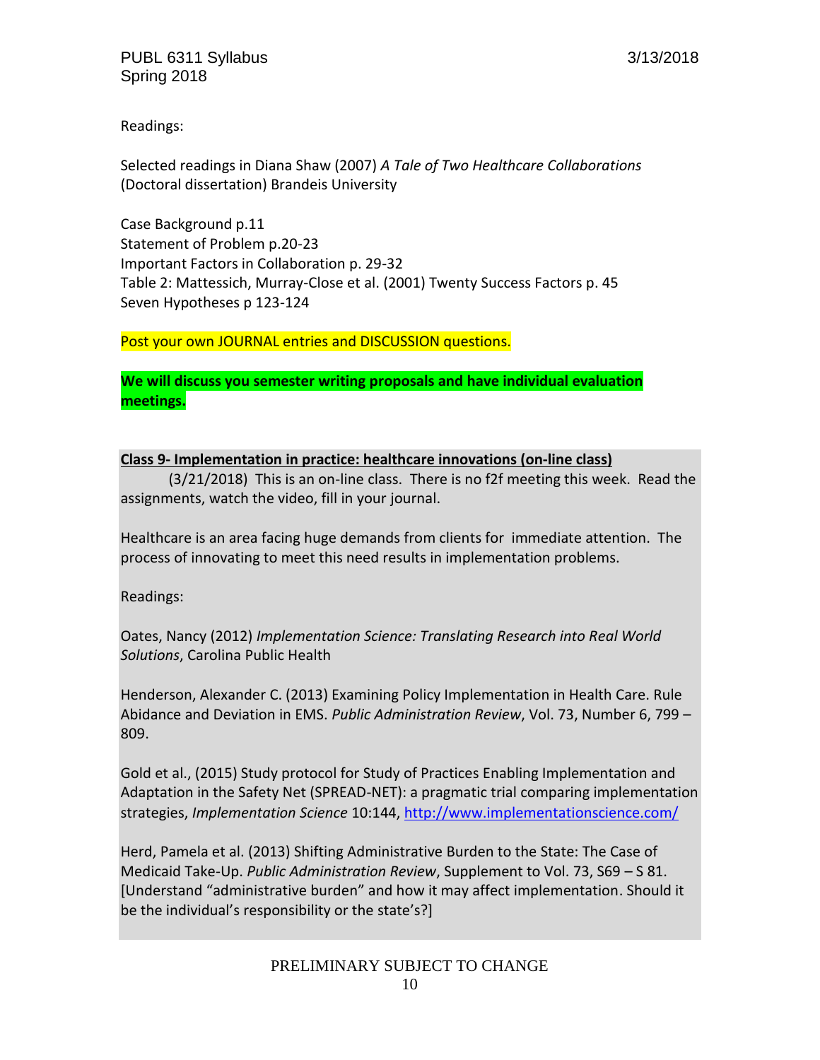Readings:

Selected readings in Diana Shaw (2007) *A Tale of Two Healthcare Collaborations* (Doctoral dissertation) Brandeis University

Case Background p.11
Statement of Problem p.20-23
Important Factors in Collaboration p. 29-32
Table 2: Mattessich, Murray-Close et al. (2001) Twenty Success Factors p. 45
Seven Hypotheses p 123-124

Post your own JOURNAL entries and DISCUSSION questions.

**We will discuss you semester writing proposals and have individual evaluation meetings.**

**Class 9- Implementation in practice: healthcare innovations (on-line class)**

(3/21/2018) This is an on-line class. There is no f2f meeting this week. Read the assignments, watch the video, fill in your journal.

Healthcare is an area facing huge demands from clients for immediate attention. The process of innovating to meet this need results in implementation problems.

Readings:

Oates, Nancy (2012) *Implementation Science: Translating Research into Real World Solutions*, Carolina Public Health

Henderson, Alexander C. (2013) Examining Policy Implementation in Health Care. Rule Abidance and Deviation in EMS. *Public Administration Review*, Vol. 73, Number 6, 799 – 809.

Gold et al., (2015) Study protocol for Study of Practices Enabling Implementation and Adaptation in the Safety Net (SPREAD-NET): a pragmatic trial comparing implementation strategies, *Implementation Science* 10:144, http://www.implementationscience.com/

Herd, Pamela et al. (2013) Shifting Administrative Burden to the State: The Case of Medicaid Take-Up. *Public Administration Review*, Supplement to Vol. 73, S69 – S 81. [Understand "administrative burden" and how it may affect implementation. Should it be the individual's responsibility or the state's?]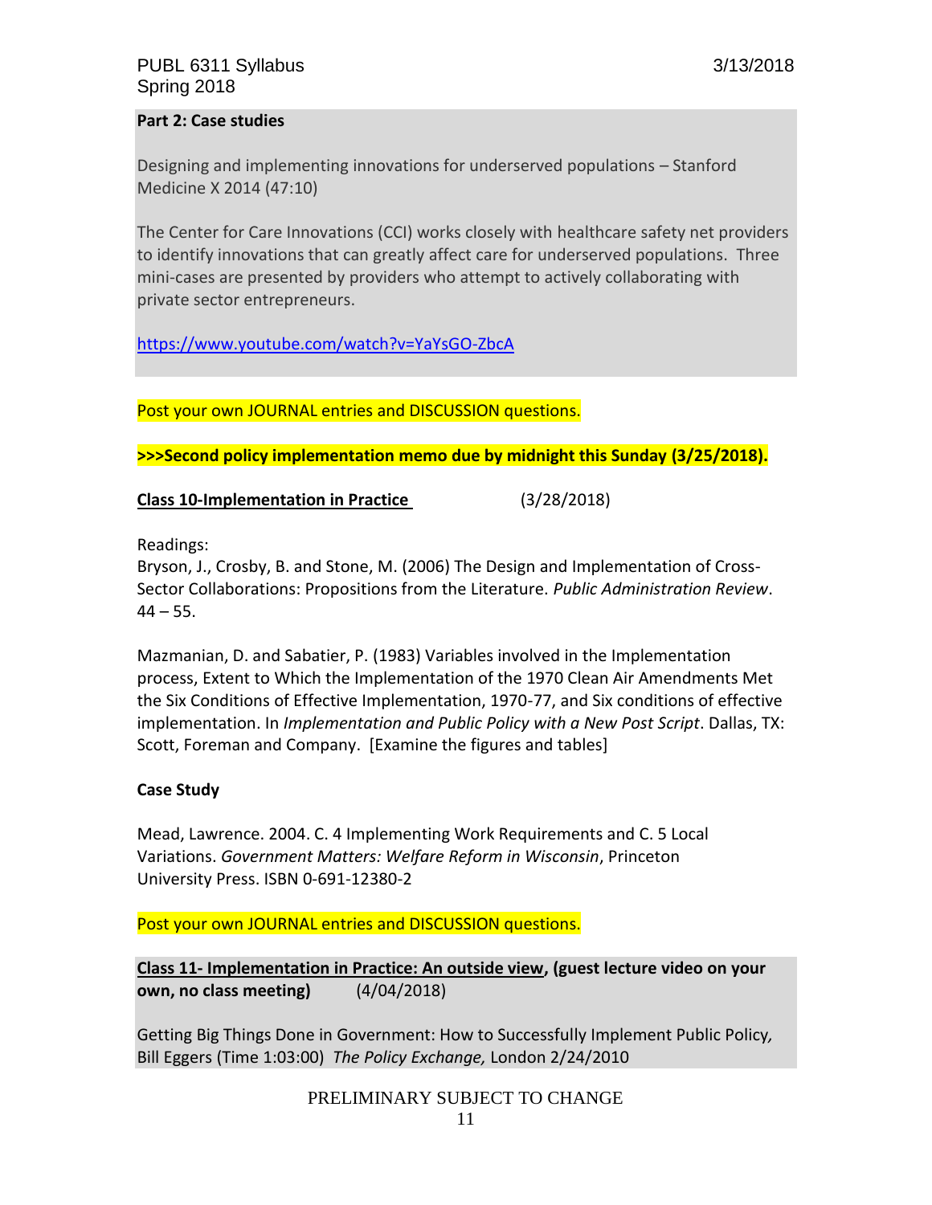**Part 2: Case studies**

Designing and implementing innovations for underserved populations – Stanford Medicine X 2014 (47:10)

The Center for Care Innovations (CCI) works closely with healthcare safety net providers to identify innovations that can greatly affect care for underserved populations. Three mini-cases are presented by providers who attempt to actively collaborating with private sector entrepreneurs.

https://www.youtube.com/watch?v=YaYsGO-ZbcA

Post your own JOURNAL entries and DISCUSSION questions.

**>>>Second policy implementation memo due by midnight this Sunday (3/25/2018).**

**Class 10-Implementation in Practice** (3/28/2018)

Readings:
Bryson, J., Crosby, B. and Stone, M. (2006) The Design and Implementation of Cross-Sector Collaborations: Propositions from the Literature. *Public Administration Review*. 44 – 55.

Mazmanian, D. and Sabatier, P. (1983) Variables involved in the Implementation process, Extent to Which the Implementation of the 1970 Clean Air Amendments Met the Six Conditions of Effective Implementation, 1970-77, and Six conditions of effective implementation. In *Implementation and Public Policy with a New Post Script*. Dallas, TX: Scott, Foreman and Company. [Examine the figures and tables]

**Case Study**

Mead, Lawrence. 2004. C. 4 Implementing Work Requirements and C. 5 Local Variations. *Government Matters: Welfare Reform in Wisconsin*, Princeton University Press. ISBN 0-691-12380-2

Post your own JOURNAL entries and DISCUSSION questions.

**Class 11- Implementation in Practice: An outside view, (guest lecture video on your own, no class meeting)** (4/04/2018)

Getting Big Things Done in Government: How to Successfully Implement Public Policy, Bill Eggers (Time 1:03:00) *The Policy Exchange,* London 2/24/2010

PRELIMINARY SUBJECT TO CHANGE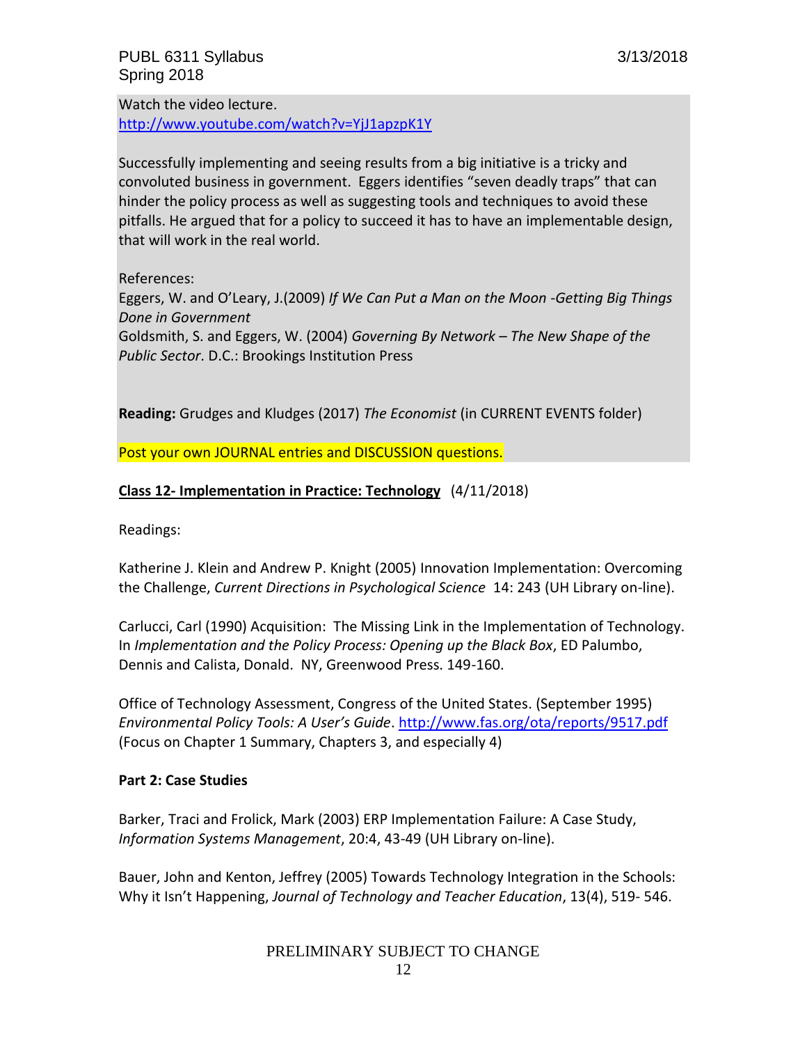Watch the video lecture.
http://www.youtube.com/watch?v=YjJ1apzpK1Y

Successfully implementing and seeing results from a big initiative is a tricky and convoluted business in government. Eggers identifies "seven deadly traps" that can hinder the policy process as well as suggesting tools and techniques to avoid these pitfalls. He argued that for a policy to succeed it has to have an implementable design, that will work in the real world.

References:
Eggers, W. and O'Leary, J.(2009) *If We Can Put a Man on the Moon -Getting Big Things Done in Government*
Goldsmith, S. and Eggers, W. (2004) *Governing By Network – The New Shape of the Public Sector*. D.C.: Brookings Institution Press

**Reading:** Grudges and Kludges (2017) *The Economist* (in CURRENT EVENTS folder)

Post your own JOURNAL entries and DISCUSSION questions.

**Class 12- Implementation in Practice: Technology** (4/11/2018)

Readings:

Katherine J. Klein and Andrew P. Knight (2005) Innovation Implementation: Overcoming the Challenge, *Current Directions in Psychological Science* 14: 243 (UH Library on-line).

Carlucci, Carl (1990) Acquisition: The Missing Link in the Implementation of Technology. In *Implementation and the Policy Process: Opening up the Black Box*, ED Palumbo, Dennis and Calista, Donald. NY, Greenwood Press. 149-160.

Office of Technology Assessment, Congress of the United States. (September 1995) *Environmental Policy Tools: A User's Guide*. http://www.fas.org/ota/reports/9517.pdf (Focus on Chapter 1 Summary, Chapters 3, and especially 4)

**Part 2: Case Studies**

Barker, Traci and Frolick, Mark (2003) ERP Implementation Failure: A Case Study, *Information Systems Management*, 20:4, 43-49 (UH Library on-line).

Bauer, John and Kenton, Jeffrey (2005) Towards Technology Integration in the Schools: Why it Isn't Happening, *Journal of Technology and Teacher Education*, 13(4), 519- 546.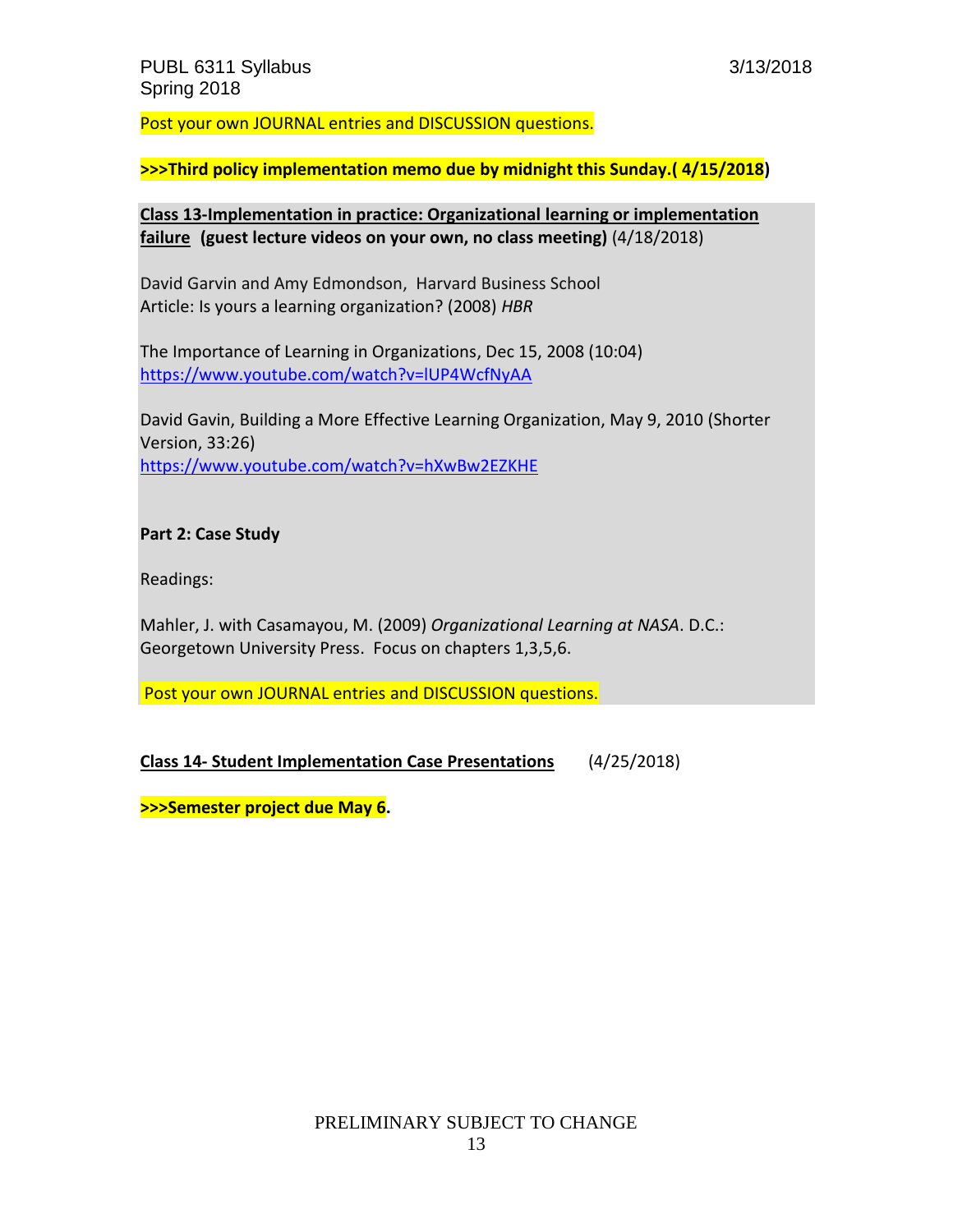Post your own JOURNAL entries and DISCUSSION questions.

**>>>Third policy implementation memo due by midnight this Sunday.( 4/15/2018)**

**Class 13-Implementation in practice: Organizational learning or implementation failure (guest lecture videos on your own, no class meeting)** (4/18/2018)

David Garvin and Amy Edmondson, Harvard Business School
Article: Is yours a learning organization? (2008) *HBR*

The Importance of Learning in Organizations, Dec 15, 2008 (10:04)
https://www.youtube.com/watch?v=lUP4WcfNyAA

David Gavin, Building a More Effective Learning Organization, May 9, 2010 (Shorter Version, 33:26)
https://www.youtube.com/watch?v=hXwBw2EZKHE

**Part 2: Case Study**

Readings:

Mahler, J. with Casamayou, M. (2009) *Organizational Learning at NASA*. D.C.: Georgetown University Press. Focus on chapters 1,3,5,6.

Post your own JOURNAL entries and DISCUSSION questions.

**Class 14- Student Implementation Case Presentations** (4/25/2018)

**>>>Semester project due May 6.**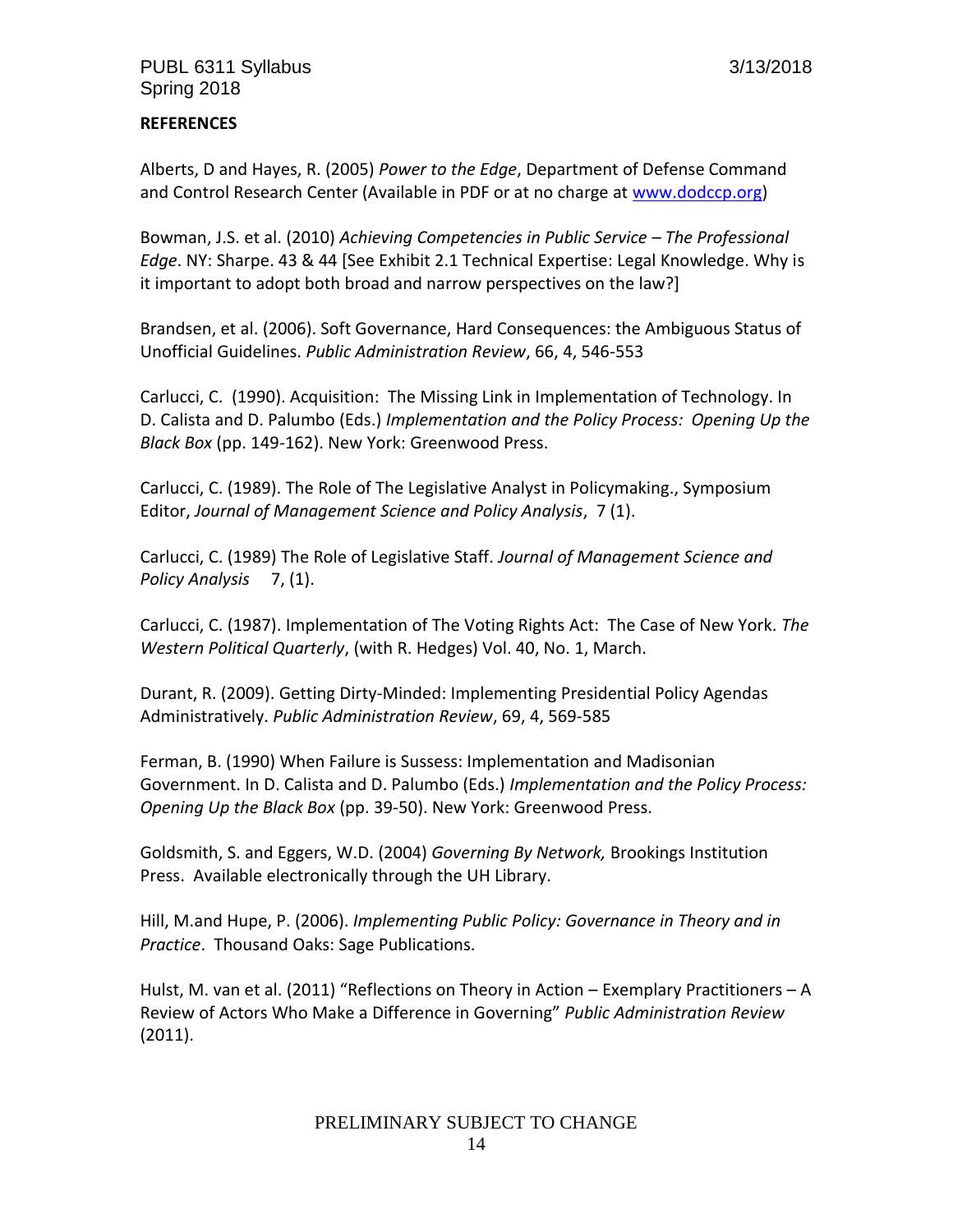**REFERENCES**

Alberts, D and Hayes, R. (2005) *Power to the Edge*, Department of Defense Command and Control Research Center (Available in PDF or at no charge at [www.dodccp.org](www.dodccp.org))

Bowman, J.S. et al. (2010) *Achieving Competencies in Public Service – The Professional Edge*. NY: Sharpe. 43 & 44 [See Exhibit 2.1 Technical Expertise: Legal Knowledge. Why is it important to adopt both broad and narrow perspectives on the law?]

Brandsen, et al. (2006). Soft Governance, Hard Consequences: the Ambiguous Status of Unofficial Guidelines. *Public Administration Review*, 66, 4, 546-553

Carlucci, C. (1990). Acquisition: The Missing Link in Implementation of Technology. In D. Calista and D. Palumbo (Eds.) *Implementation and the Policy Process: Opening Up the Black Box* (pp. 149-162). New York: Greenwood Press.

Carlucci, C. (1989). The Role of The Legislative Analyst in Policymaking., Symposium Editor, *Journal of Management Science and Policy Analysis*, 7 (1).

Carlucci, C. (1989) The Role of Legislative Staff. *Journal of Management Science and Policy Analysis* 7, (1).

Carlucci, C. (1987). Implementation of The Voting Rights Act: The Case of New York. *The Western Political Quarterly*, (with R. Hedges) Vol. 40, No. 1, March.

Durant, R. (2009). Getting Dirty-Minded: Implementing Presidential Policy Agendas Administratively. *Public Administration Review*, 69, 4, 569-585

Ferman, B. (1990) When Failure is Sussess: Implementation and Madisonian Government. In D. Calista and D. Palumbo (Eds.) *Implementation and the Policy Process: Opening Up the Black Box* (pp. 39-50). New York: Greenwood Press.

Goldsmith, S. and Eggers, W.D. (2004) *Governing By Network,* Brookings Institution Press. Available electronically through the UH Library.

Hill, M.and Hupe, P. (2006). *Implementing Public Policy: Governance in Theory and in Practice*. Thousand Oaks: Sage Publications.

Hulst, M. van et al. (2011) "Reflections on Theory in Action – Exemplary Practitioners – A Review of Actors Who Make a Difference in Governing" *Public Administration Review* (2011).

PRELIMINARY SUBJECT TO CHANGE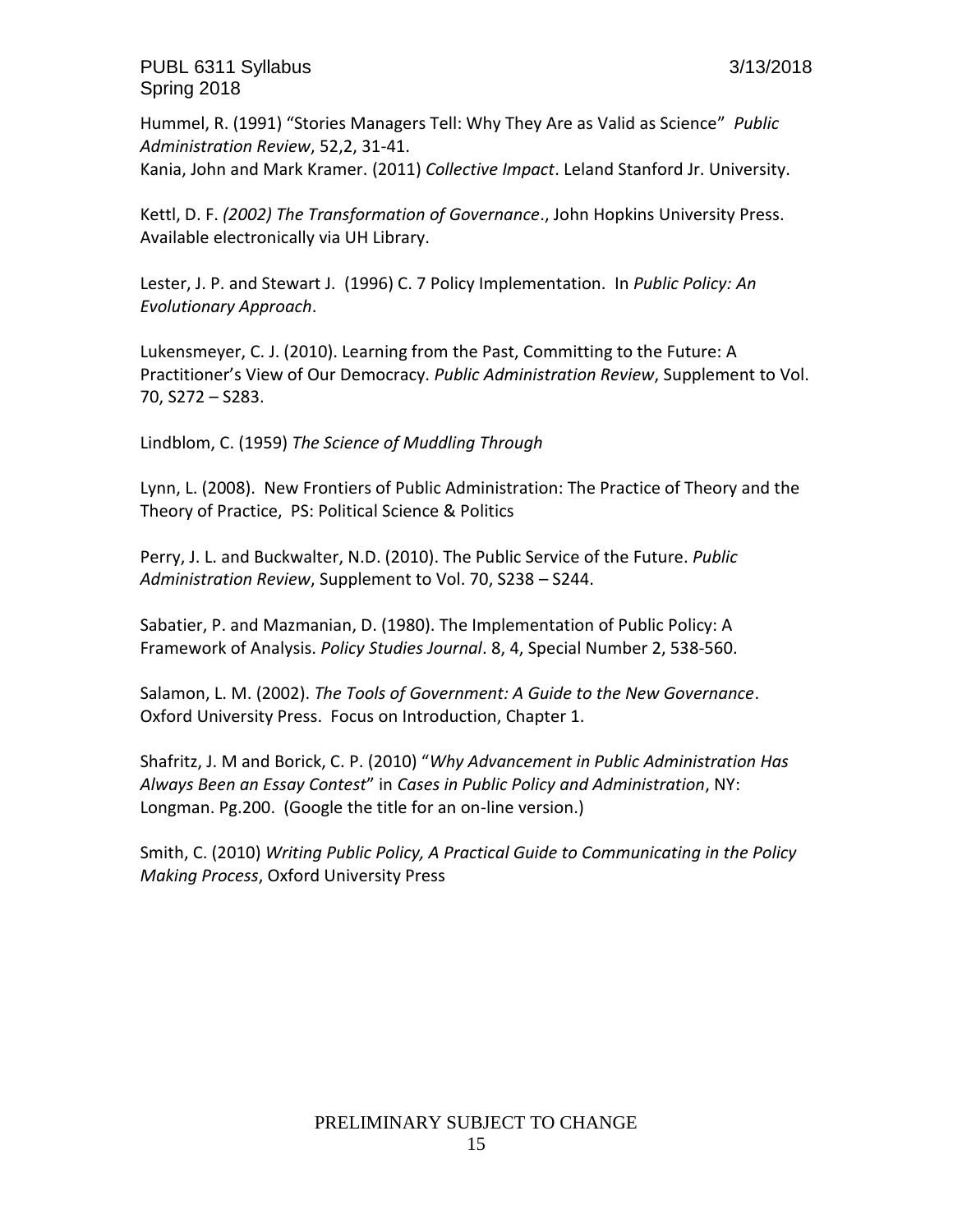Hummel, R. (1991) "Stories Managers Tell: Why They Are as Valid as Science" *Public Administration Review*, 52,2, 31-41.
Kania, John and Mark Kramer. (2011) *Collective Impact*. Leland Stanford Jr. University.

Kettl, D. F. *(2002) The Transformation of Governance*., John Hopkins University Press. Available electronically via UH Library.

Lester, J. P. and Stewart J. (1996) C. 7 Policy Implementation. In *Public Policy: An Evolutionary Approach*.

Lukensmeyer, C. J. (2010). Learning from the Past, Committing to the Future: A Practitioner's View of Our Democracy. *Public Administration Review*, Supplement to Vol. 70, S272 – S283.

Lindblom, C. (1959) *The Science of Muddling Through*

Lynn, L. (2008). New Frontiers of Public Administration: The Practice of Theory and the Theory of Practice, PS: Political Science & Politics

Perry, J. L. and Buckwalter, N.D. (2010). The Public Service of the Future. *Public Administration Review*, Supplement to Vol. 70, S238 – S244.

Sabatier, P. and Mazmanian, D. (1980). The Implementation of Public Policy: A Framework of Analysis. *Policy Studies Journal*. 8, 4, Special Number 2, 538-560.

Salamon, L. M. (2002). *The Tools of Government: A Guide to the New Governance*. Oxford University Press. Focus on Introduction, Chapter 1.

Shafritz, J. M and Borick, C. P. (2010) "*Why Advancement in Public Administration Has Always Been an Essay Contest*" in *Cases in Public Policy and Administration*, NY: Longman. Pg.200. (Google the title for an on-line version.)

Smith, C. (2010) *Writing Public Policy, A Practical Guide to Communicating in the Policy Making Process*, Oxford University Press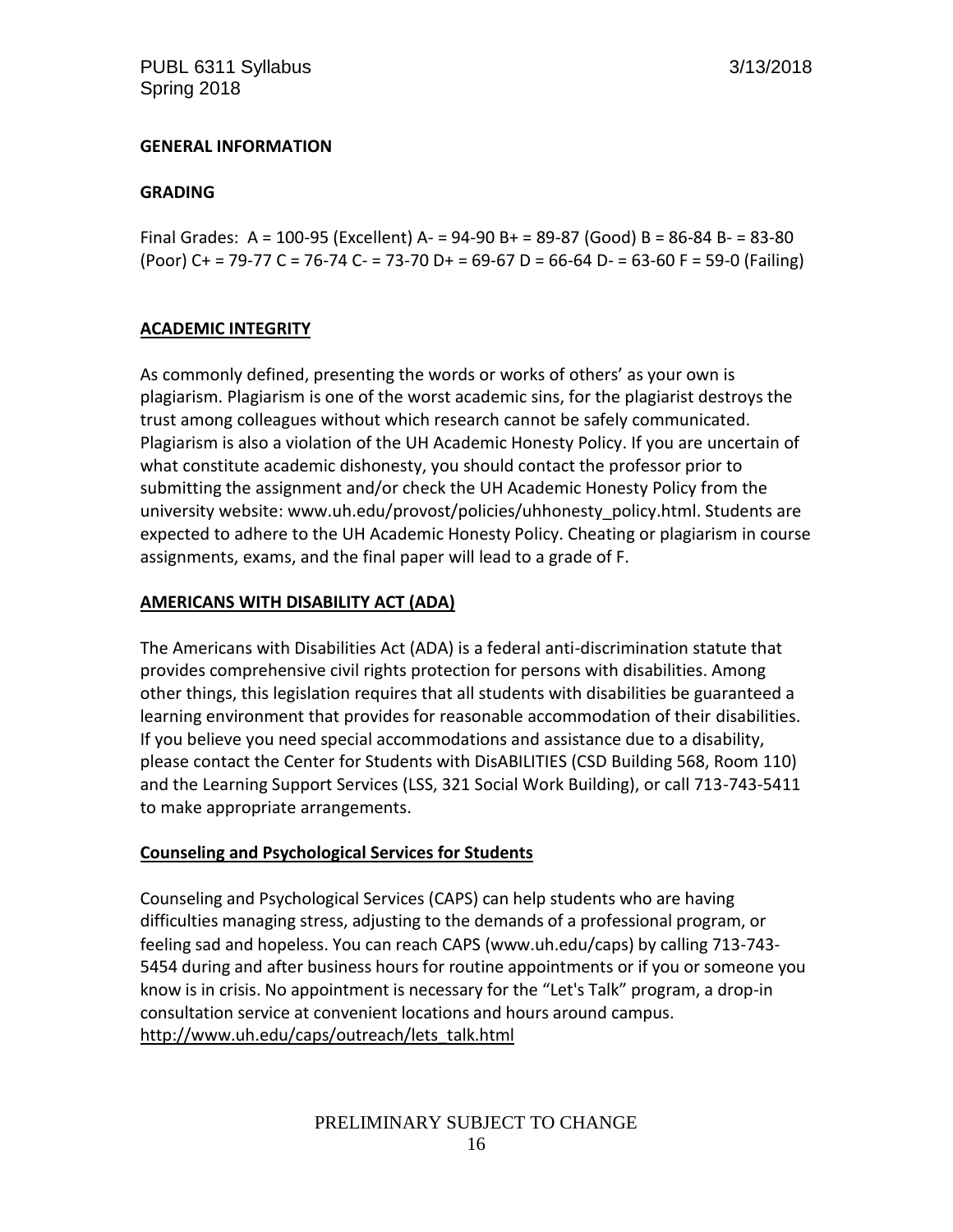**GENERAL INFORMATION**

**GRADING**

Final Grades: A = 100-95 (Excellent) A- = 94-90 B+ = 89-87 (Good) B = 86-84 B- = 83-80 (Poor) C+ = 79-77 C = 76-74 C- = 73-70 D+ = 69-67 D = 66-64 D- = 63-60 F = 59-0 (Failing)

**ACADEMIC INTEGRITY**

As commonly defined, presenting the words or works of others' as your own is plagiarism. Plagiarism is one of the worst academic sins, for the plagiarist destroys the trust among colleagues without which research cannot be safely communicated. Plagiarism is also a violation of the UH Academic Honesty Policy. If you are uncertain of what constitute academic dishonesty, you should contact the professor prior to submitting the assignment and/or check the UH Academic Honesty Policy from the university website: www.uh.edu/provost/policies/uhhonesty_policy.html. Students are expected to adhere to the UH Academic Honesty Policy. Cheating or plagiarism in course assignments, exams, and the final paper will lead to a grade of F.

**AMERICANS WITH DISABILITY ACT (ADA)**

The Americans with Disabilities Act (ADA) is a federal anti-discrimination statute that provides comprehensive civil rights protection for persons with disabilities. Among other things, this legislation requires that all students with disabilities be guaranteed a learning environment that provides for reasonable accommodation of their disabilities. If you believe you need special accommodations and assistance due to a disability, please contact the Center for Students with DisABILITIES (CSD Building 568, Room 110) and the Learning Support Services (LSS, 321 Social Work Building), or call 713-743-5411 to make appropriate arrangements.

**Counseling and Psychological Services for Students**

Counseling and Psychological Services (CAPS) can help students who are having difficulties managing stress, adjusting to the demands of a professional program, or feeling sad and hopeless. You can reach CAPS (www.uh.edu/caps) by calling 713-743-5454 during and after business hours for routine appointments or if you or someone you know is in crisis. No appointment is necessary for the "Let's Talk" program, a drop-in consultation service at convenient locations and hours around campus. http://www.uh.edu/caps/outreach/lets_talk.html